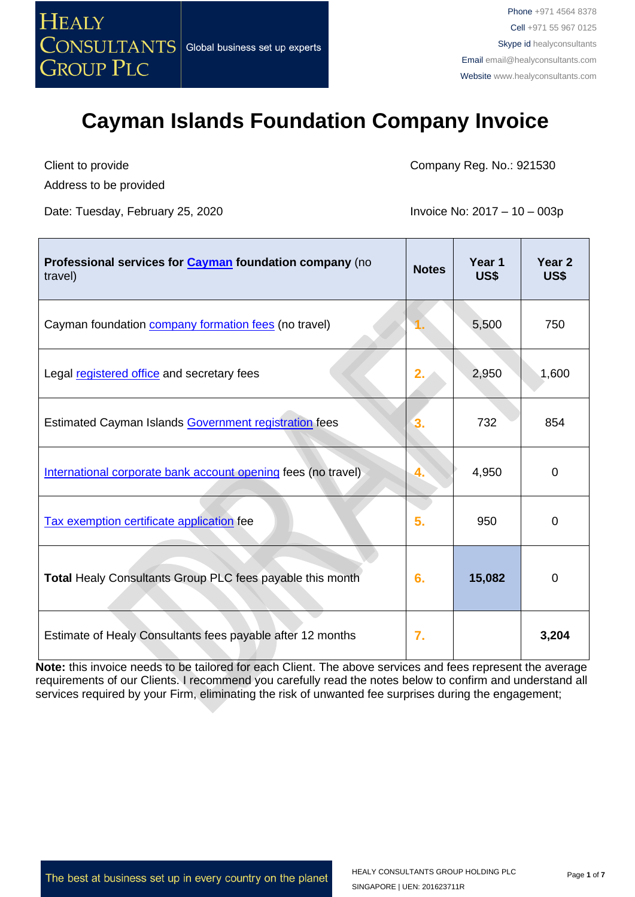HEALY CONSULTANTS GROUP PLC | Global business set up experts

Phone +971 4564 8378
Cell +971 55 967 0125
Skype id healyconsultants
Email email@healyconsultants.com
Website www.healyconsultants.com

# Cayman Islands Foundation Company Invoice

Client to provide
Address to be provided

Company Reg. No.: 921530

Date: Tuesday, February 25, 2020

Invoice No: 2017 – 10 – 003p

| **Professional services for Cayman foundation company** (no travel) | **Notes** | **Year 1 US$** | **Year 2 US$** |
|---|---|---|---|
| Cayman foundation company formation fees (no travel) | 1. | 5,500 | 750 |
| Legal registered office and secretary fees | 2. | 2,950 | 1,600 |
| Estimated Cayman Islands Government registration fees | 3. | 732 | 854 |
| International corporate bank account opening fees (no travel) | 4. | 4,950 | 0 |
| Tax exemption certificate application fee | 5. | 950 | 0 |
| **Total** Healy Consultants Group PLC fees payable this month | 6. | **15,082** | 0 |
| Estimate of Healy Consultants fees payable after 12 months | 7. | | **3,204** |

**Note:** this invoice needs to be tailored for each Client. The above services and fees represent the average requirements of our Clients. I recommend you carefully read the notes below to confirm and understand all services required by your Firm, eliminating the risk of unwanted fee surprises during the engagement;

The best at business set up in every country on the planet

HEALY CONSULTANTS GROUP HOLDING PLC
SINGAPORE | UEN: 201623711R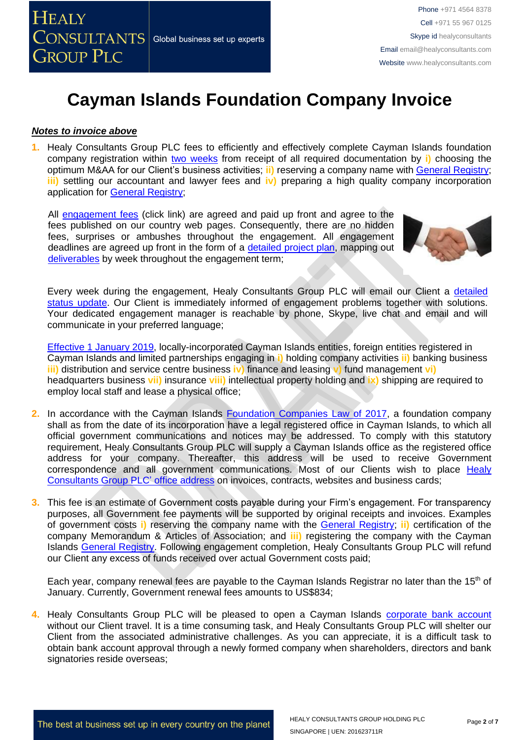# Cayman Islands Foundation Company Invoice

***Notes to invoice above***

1. Healy Consultants Group PLC fees to efficiently and effectively complete Cayman Islands foundation company registration within two weeks from receipt of all required documentation by **i)** choosing the optimum M&AA for our Client's business activities; **ii)** reserving a company name with General Registry; **iii)** settling our accountant and lawyer fees and **iv)** preparing a high quality company incorporation application for General Registry;

   All engagement fees (click link) are agreed and paid up front and agree to the fees published on our country web pages. Consequently, there are no hidden fees, surprises or ambushes throughout the engagement. All engagement deadlines are agreed up front in the form of a detailed project plan, mapping out deliverables by week throughout the engagement term;

   Every week during the engagement, Healy Consultants Group PLC will email our Client a detailed status update. Our Client is immediately informed of engagement problems together with solutions. Your dedicated engagement manager is reachable by phone, Skype, live chat and email and will communicate in your preferred language;

   Effective 1 January 2019, locally-incorporated Cayman Islands entities, foreign entities registered in Cayman Islands and limited partnerships engaging in **i)** holding company activities **ii)** banking business **iii)** distribution and service centre business **iv)** finance and leasing **v)** fund management **vi)** headquarters business **vii)** insurance **viii)** intellectual property holding and **ix)** shipping are required to employ local staff and lease a physical office;

2. In accordance with the Cayman Islands Foundation Companies Law of 2017, a foundation company shall as from the date of its incorporation have a legal registered office in Cayman Islands, to which all official government communications and notices may be addressed. To comply with this statutory requirement, Healy Consultants Group PLC will supply a Cayman Islands office as the registered office address for your company. Thereafter, this address will be used to receive Government correspondence and all government communications. Most of our Clients wish to place Healy Consultants Group PLC' office address on invoices, contracts, websites and business cards;

3. This fee is an estimate of Government costs payable during your Firm's engagement. For transparency purposes, all Government fee payments will be supported by original receipts and invoices. Examples of government costs **i)** reserving the company name with the General Registry; **ii)** certification of the company Memorandum & Articles of Association; and **iii)** registering the company with the Cayman Islands General Registry. Following engagement completion, Healy Consultants Group PLC will refund our Client any excess of funds received over actual Government costs paid;

   Each year, company renewal fees are payable to the Cayman Islands Registrar no later than the 15th of January. Currently, Government renewal fees amounts to US$834;

4. Healy Consultants Group PLC will be pleased to open a Cayman Islands corporate bank account without our Client travel. It is a time consuming task, and Healy Consultants Group PLC will shelter our Client from the associated administrative challenges. As you can appreciate, it is a difficult task to obtain bank account approval through a newly formed company when shareholders, directors and bank signatories reside overseas;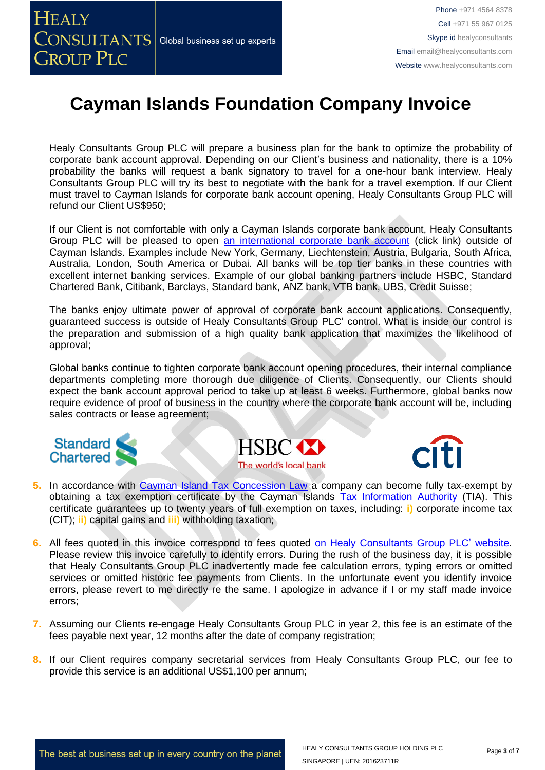# Cayman Islands Foundation Company Invoice

Healy Consultants Group PLC will prepare a business plan for the bank to optimize the probability of corporate bank account approval. Depending on our Client's business and nationality, there is a 10% probability the banks will request a bank signatory to travel for a one-hour bank interview. Healy Consultants Group PLC will try its best to negotiate with the bank for a travel exemption. If our Client must travel to Cayman Islands for corporate bank account opening, Healy Consultants Group PLC will refund our Client US$950;

If our Client is not comfortable with only a Cayman Islands corporate bank account, Healy Consultants Group PLC will be pleased to open [an international corporate bank account](#) (click link) outside of Cayman Islands. Examples include New York, Germany, Liechtenstein, Austria, Bulgaria, South Africa, Australia, London, South America or Dubai. All banks will be top tier banks in these countries with excellent internet banking services. Example of our global banking partners include HSBC, Standard Chartered Bank, Citibank, Barclays, Standard bank, ANZ bank, VTB bank, UBS, Credit Suisse;

The banks enjoy ultimate power of approval of corporate bank account applications. Consequently, guaranteed success is outside of Healy Consultants Group PLC' control. What is inside our control is the preparation and submission of a high quality bank application that maximizes the likelihood of approval;

Global banks continue to tighten corporate bank account opening procedures, their internal compliance departments completing more thorough due diligence of Clients. Consequently, our Clients should expect the bank account approval period to take up at least 6 weeks. Furthermore, global banks now require evidence of proof of business in the country where the corporate bank account will be, including sales contracts or lease agreement;

5. In accordance with [Cayman Island Tax Concession Law](#) a company can become fully tax-exempt by obtaining a tax exemption certificate by the Cayman Islands [Tax Information Authority](#) (TIA). This certificate guarantees up to twenty years of full exemption on taxes, including: i) corporate income tax (CIT); ii) capital gains and iii) withholding taxation;

6. All fees quoted in this invoice correspond to fees quoted [on Healy Consultants Group PLC' website](#). Please review this invoice carefully to identify errors. During the rush of the business day, it is possible that Healy Consultants Group PLC inadvertently made fee calculation errors, typing errors or omitted services or omitted historic fee payments from Clients. In the unfortunate event you identify invoice errors, please revert to me directly re the same. I apologize in advance if I or my staff made invoice errors;

7. Assuming our Clients re-engage Healy Consultants Group PLC in year 2, this fee is an estimate of the fees payable next year, 12 months after the date of company registration;

8. If our Client requires company secretarial services from Healy Consultants Group PLC, our fee to provide this service is an additional US$1,100 per annum;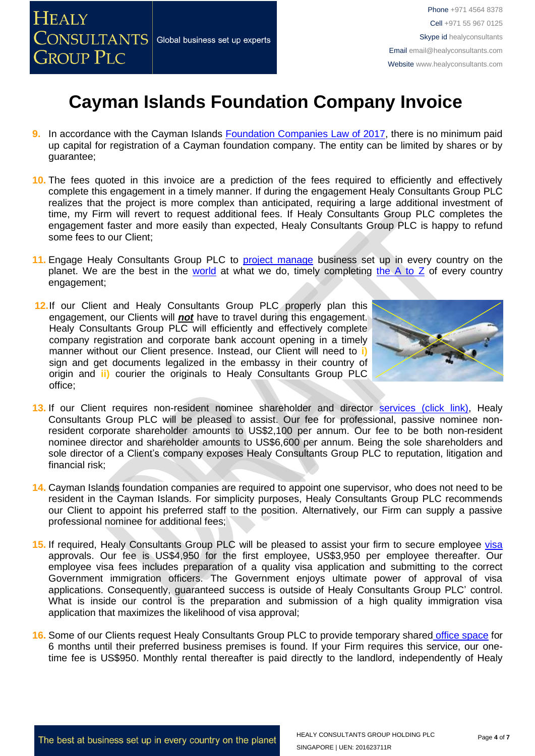# Cayman Islands Foundation Company Invoice

9. In accordance with the Cayman Islands Foundation Companies Law of 2017, there is no minimum paid up capital for registration of a Cayman foundation company. The entity can be limited by shares or by guarantee;

10. The fees quoted in this invoice are a prediction of the fees required to efficiently and effectively complete this engagement in a timely manner. If during the engagement Healy Consultants Group PLC realizes that the project is more complex than anticipated, requiring a large additional investment of time, my Firm will revert to request additional fees. If Healy Consultants Group PLC completes the engagement faster and more easily than expected, Healy Consultants Group PLC is happy to refund some fees to our Client;

11. Engage Healy Consultants Group PLC to project manage business set up in every country on the planet. We are the best in the world at what we do, timely completing the A to Z of every country engagement;

12. If our Client and Healy Consultants Group PLC properly plan this engagement, our Clients will ***not*** have to travel during this engagement. Healy Consultants Group PLC will efficiently and effectively complete company registration and corporate bank account opening in a timely manner without our Client presence. Instead, our Client will need to **i)** sign and get documents legalized in the embassy in their country of origin and **ii)** courier the originals to Healy Consultants Group PLC office;

13. If our Client requires non-resident nominee shareholder and director services (click link), Healy Consultants Group PLC will be pleased to assist. Our fee for professional, passive nominee non-resident corporate shareholder amounts to US$2,100 per annum. Our fee to be both non-resident nominee director and shareholder amounts to US$6,600 per annum. Being the sole shareholders and sole director of a Client's company exposes Healy Consultants Group PLC to reputation, litigation and financial risk;

14. Cayman Islands foundation companies are required to appoint one supervisor, who does not need to be resident in the Cayman Islands. For simplicity purposes, Healy Consultants Group PLC recommends our Client to appoint his preferred staff to the position. Alternatively, our Firm can supply a passive professional nominee for additional fees;

15. If required, Healy Consultants Group PLC will be pleased to assist your firm to secure employee visa approvals. Our fee is US$4,950 for the first employee, US$3,950 per employee thereafter. Our employee visa fees includes preparation of a quality visa application and submitting to the correct Government immigration officers. The Government enjoys ultimate power of approval of visa applications. Consequently, guaranteed success is outside of Healy Consultants Group PLC' control. What is inside our control is the preparation and submission of a high quality immigration visa application that maximizes the likelihood of visa approval;

16. Some of our Clients request Healy Consultants Group PLC to provide temporary shared office space for 6 months until their preferred business premises is found. If your Firm requires this service, our one-time fee is US$950. Monthly rental thereafter is paid directly to the landlord, independently of Healy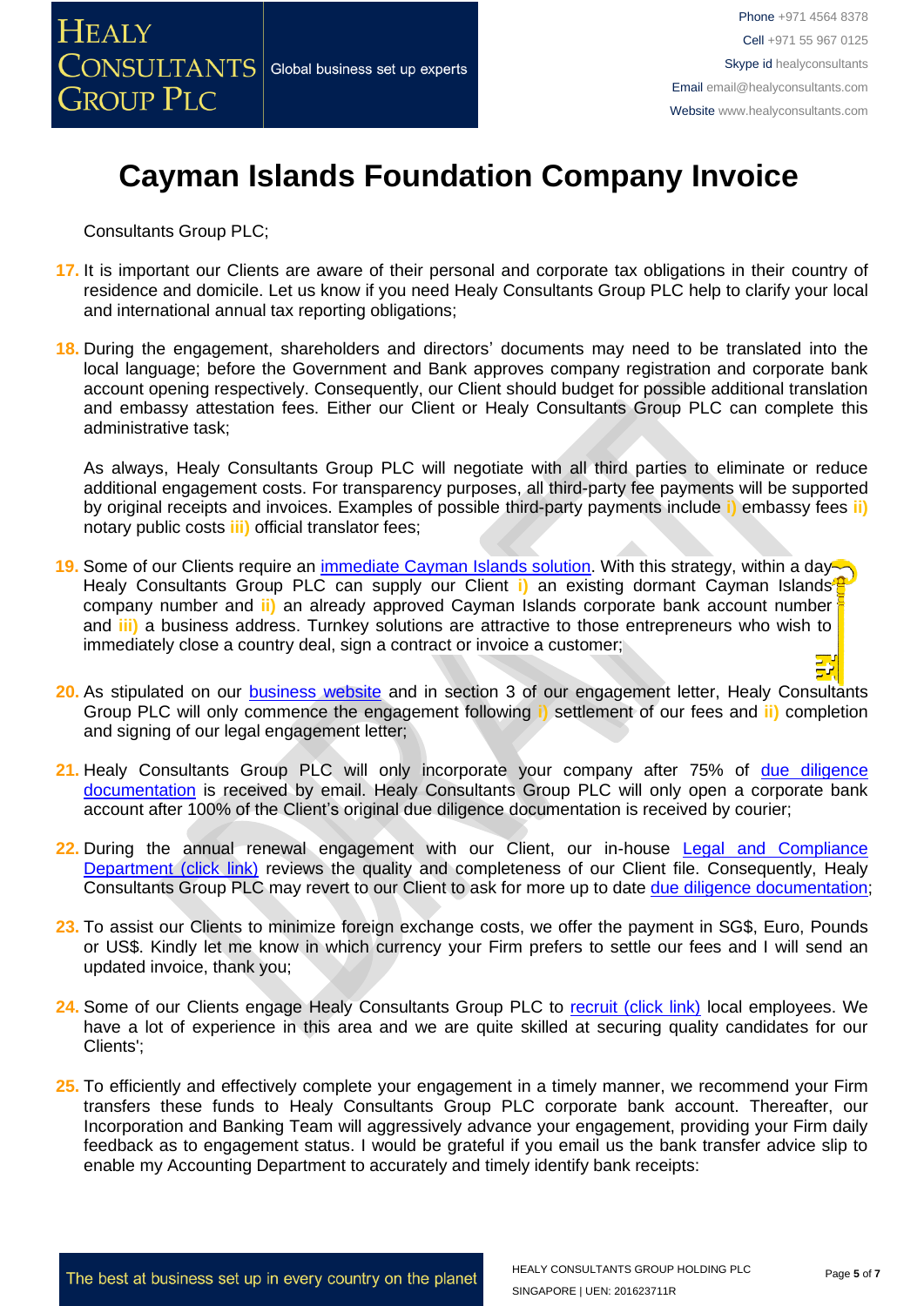# Cayman Islands Foundation Company Invoice

Consultants Group PLC;

17. It is important our Clients are aware of their personal and corporate tax obligations in their country of residence and domicile. Let us know if you need Healy Consultants Group PLC help to clarify your local and international annual tax reporting obligations;

18. During the engagement, shareholders and directors' documents may need to be translated into the local language; before the Government and Bank approves company registration and corporate bank account opening respectively. Consequently, our Client should budget for possible additional translation and embassy attestation fees. Either our Client or Healy Consultants Group PLC can complete this administrative task;

    As always, Healy Consultants Group PLC will negotiate with all third parties to eliminate or reduce additional engagement costs. For transparency purposes, all third-party fee payments will be supported by original receipts and invoices. Examples of possible third-party payments include **i)** embassy fees **ii)** notary public costs **iii)** official translator fees;

19. Some of our Clients require an [immediate Cayman Islands solution](). With this strategy, within a day Healy Consultants Group PLC can supply our Client **i)** an existing dormant Cayman Islands company number and **ii)** an already approved Cayman Islands corporate bank account number and **iii)** a business address. Turnkey solutions are attractive to those entrepreneurs who wish to immediately close a country deal, sign a contract or invoice a customer;

20. As stipulated on our [business website]() and in section 3 of our engagement letter, Healy Consultants Group PLC will only commence the engagement following **i)** settlement of our fees and **ii)** completion and signing of our legal engagement letter;

21. Healy Consultants Group PLC will only incorporate your company after 75% of [due diligence documentation]() is received by email. Healy Consultants Group PLC will only open a corporate bank account after 100% of the Client's original due diligence documentation is received by courier;

22. During the annual renewal engagement with our Client, our in-house [Legal and Compliance Department (click link)]() reviews the quality and completeness of our Client file. Consequently, Healy Consultants Group PLC may revert to our Client to ask for more up to date [due diligence documentation]();

23. To assist our Clients to minimize foreign exchange costs, we offer the payment in SG$, Euro, Pounds or US$. Kindly let me know in which currency your Firm prefers to settle our fees and I will send an updated invoice, thank you;

24. Some of our Clients engage Healy Consultants Group PLC to [recruit (click link)]() local employees. We have a lot of experience in this area and we are quite skilled at securing quality candidates for our Clients';

25. To efficiently and effectively complete your engagement in a timely manner, we recommend your Firm transfers these funds to Healy Consultants Group PLC corporate bank account. Thereafter, our Incorporation and Banking Team will aggressively advance your engagement, providing your Firm daily feedback as to engagement status. I would be grateful if you email us the bank transfer advice slip to enable my Accounting Department to accurately and timely identify bank receipts: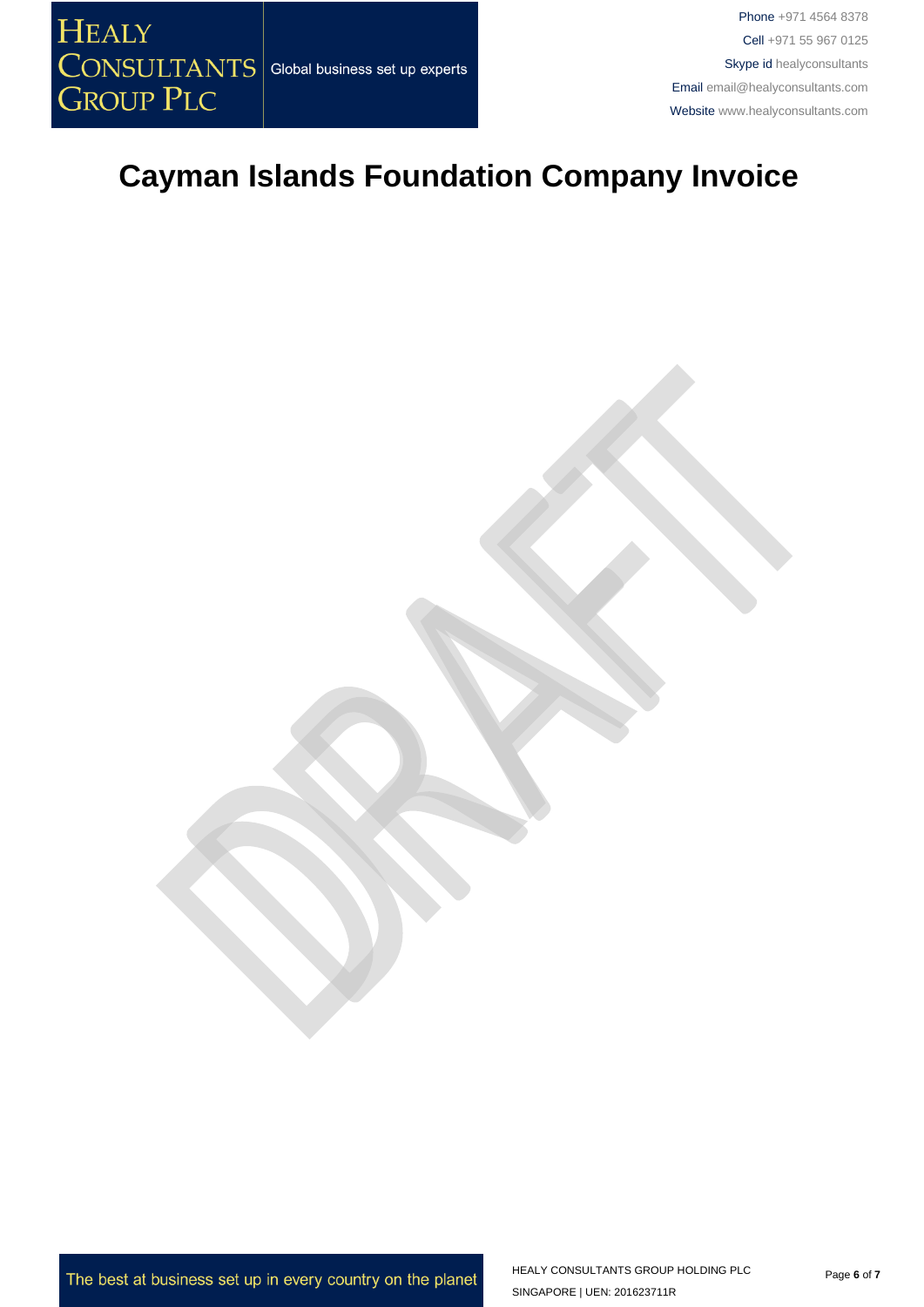# Cayman Islands Foundation Company Invoice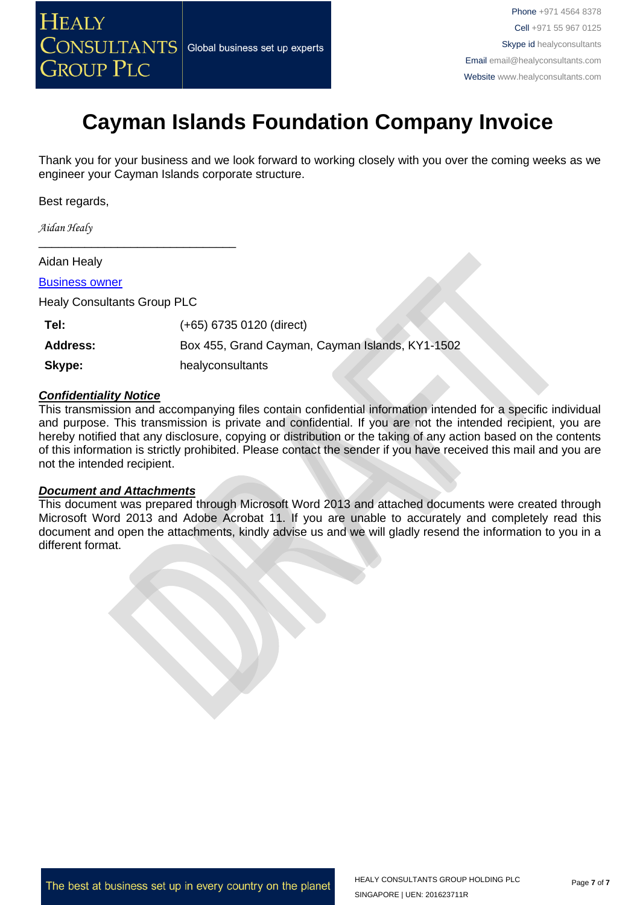# Cayman Islands Foundation Company Invoice

Thank you for your business and we look forward to working closely with you over the coming weeks as we engineer your Cayman Islands corporate structure.

Best regards,

*Aidan Healy*

______________________________

Aidan Healy

[Business owner](#)

Healy Consultants Group PLC

| | |
|---|---|
| **Tel:** | (+65) 6735 0120 (direct) |
| **Address:** | Box 455, Grand Cayman, Cayman Islands, KY1-1502 |
| **Skype:** | healyconsultants |

***Confidentiality Notice***

This transmission and accompanying files contain confidential information intended for a specific individual and purpose. This transmission is private and confidential. If you are not the intended recipient, you are hereby notified that any disclosure, copying or distribution or the taking of any action based on the contents of this information is strictly prohibited. Please contact the sender if you have received this mail and you are not the intended recipient.

***Document and Attachments***

This document was prepared through Microsoft Word 2013 and attached documents were created through Microsoft Word 2013 and Adobe Acrobat 11. If you are unable to accurately and completely read this document and open the attachments, kindly advise us and we will gladly resend the information to you in a different format.